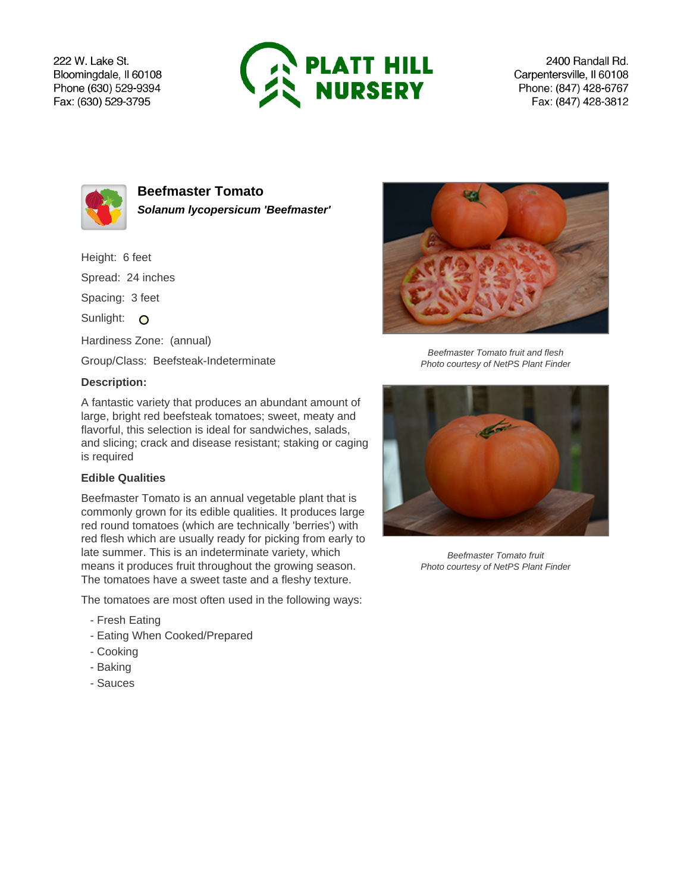222 W. Lake St.
Bloomingdale, Il 60108
Phone (630) 529-9394
Fax: (630) 529-3795

**PLATT HILL NURSERY**

2400 Randall Rd.
Carpentersville, Il 60108
Phone: (847) 428-6767
Fax: (847) 428-3812

## Beefmaster Tomato

***Solanum lycopersicum 'Beefmaster'***

Height: 6 feet

Spread: 24 inches

Spacing: 3 feet

Sunlight: O

Hardiness Zone: (annual)

Group/Class: Beefsteak-Indeterminate

### Description:

A fantastic variety that produces an abundant amount of large, bright red beefsteak tomatoes; sweet, meaty and flavorful, this selection is ideal for sandwiches, salads, and slicing; crack and disease resistant; staking or caging is required

### Edible Qualities

Beefmaster Tomato is an annual vegetable plant that is commonly grown for its edible qualities. It produces large red round tomatoes (which are technically 'berries') with red flesh which are usually ready for picking from early to late summer. This is an indeterminate variety, which means it produces fruit throughout the growing season. The tomatoes have a sweet taste and a fleshy texture.

The tomatoes are most often used in the following ways:

- Fresh Eating
- Eating When Cooked/Prepared
- Cooking
- Baking
- Sauces

*Beefmaster Tomato fruit and flesh*
*Photo courtesy of NetPS Plant Finder*

*Beefmaster Tomato fruit*
*Photo courtesy of NetPS Plant Finder*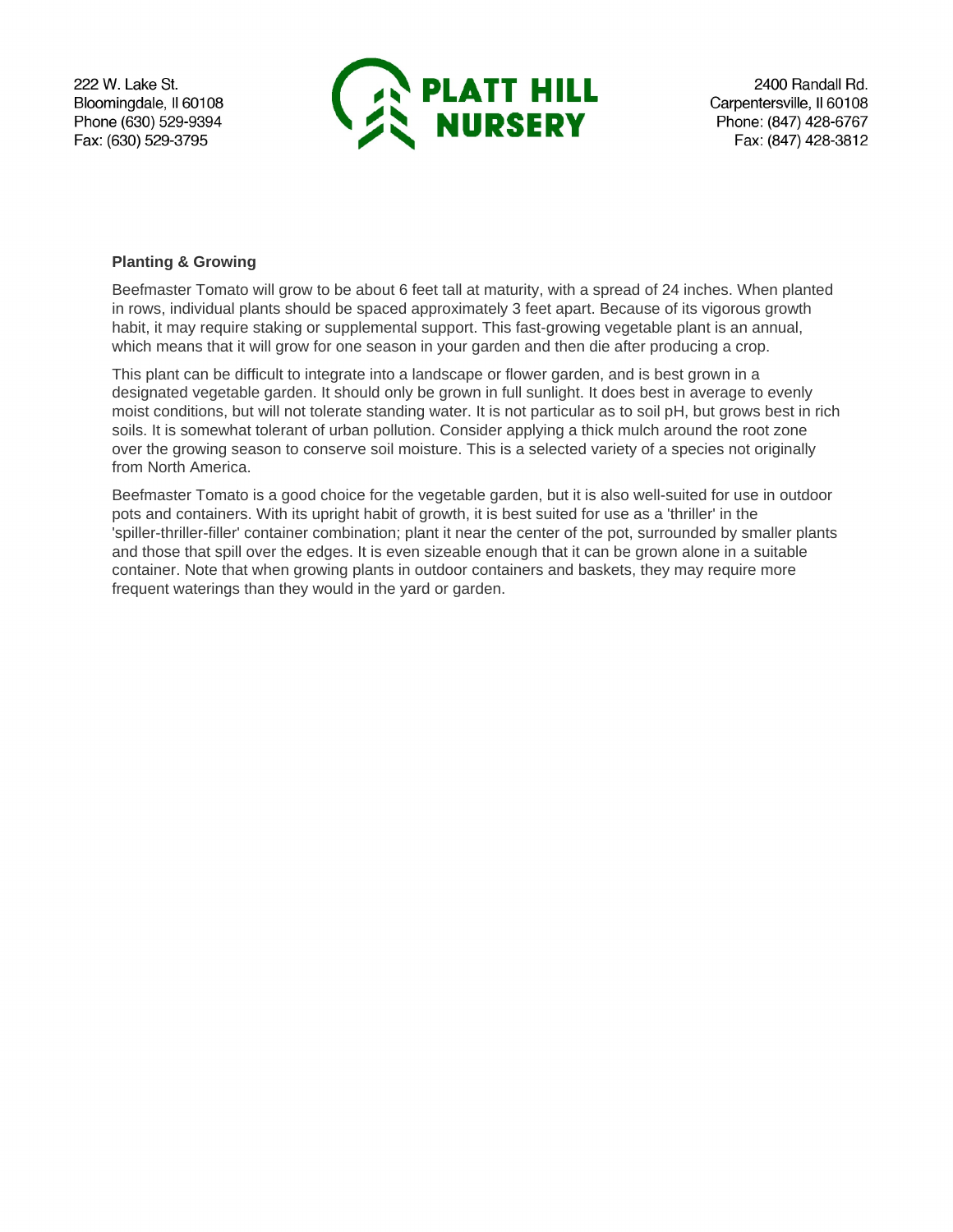222 W. Lake St.
Bloomingdale, Il 60108
Phone (630) 529-9394
Fax: (630) 529-3795

PLATT HILL NURSERY

2400 Randall Rd.
Carpentersville, Il 60108
Phone: (847) 428-6767
Fax: (847) 428-3812

**Planting & Growing**

Beefmaster Tomato will grow to be about 6 feet tall at maturity, with a spread of 24 inches. When planted in rows, individual plants should be spaced approximately 3 feet apart. Because of its vigorous growth habit, it may require staking or supplemental support. This fast-growing vegetable plant is an annual, which means that it will grow for one season in your garden and then die after producing a crop.

This plant can be difficult to integrate into a landscape or flower garden, and is best grown in a designated vegetable garden. It should only be grown in full sunlight. It does best in average to evenly moist conditions, but will not tolerate standing water. It is not particular as to soil pH, but grows best in rich soils. It is somewhat tolerant of urban pollution. Consider applying a thick mulch around the root zone over the growing season to conserve soil moisture. This is a selected variety of a species not originally from North America.

Beefmaster Tomato is a good choice for the vegetable garden, but it is also well-suited for use in outdoor pots and containers. With its upright habit of growth, it is best suited for use as a 'thriller' in the 'spiller-thriller-filler' container combination; plant it near the center of the pot, surrounded by smaller plants and those that spill over the edges. It is even sizeable enough that it can be grown alone in a suitable container. Note that when growing plants in outdoor containers and baskets, they may require more frequent waterings than they would in the yard or garden.